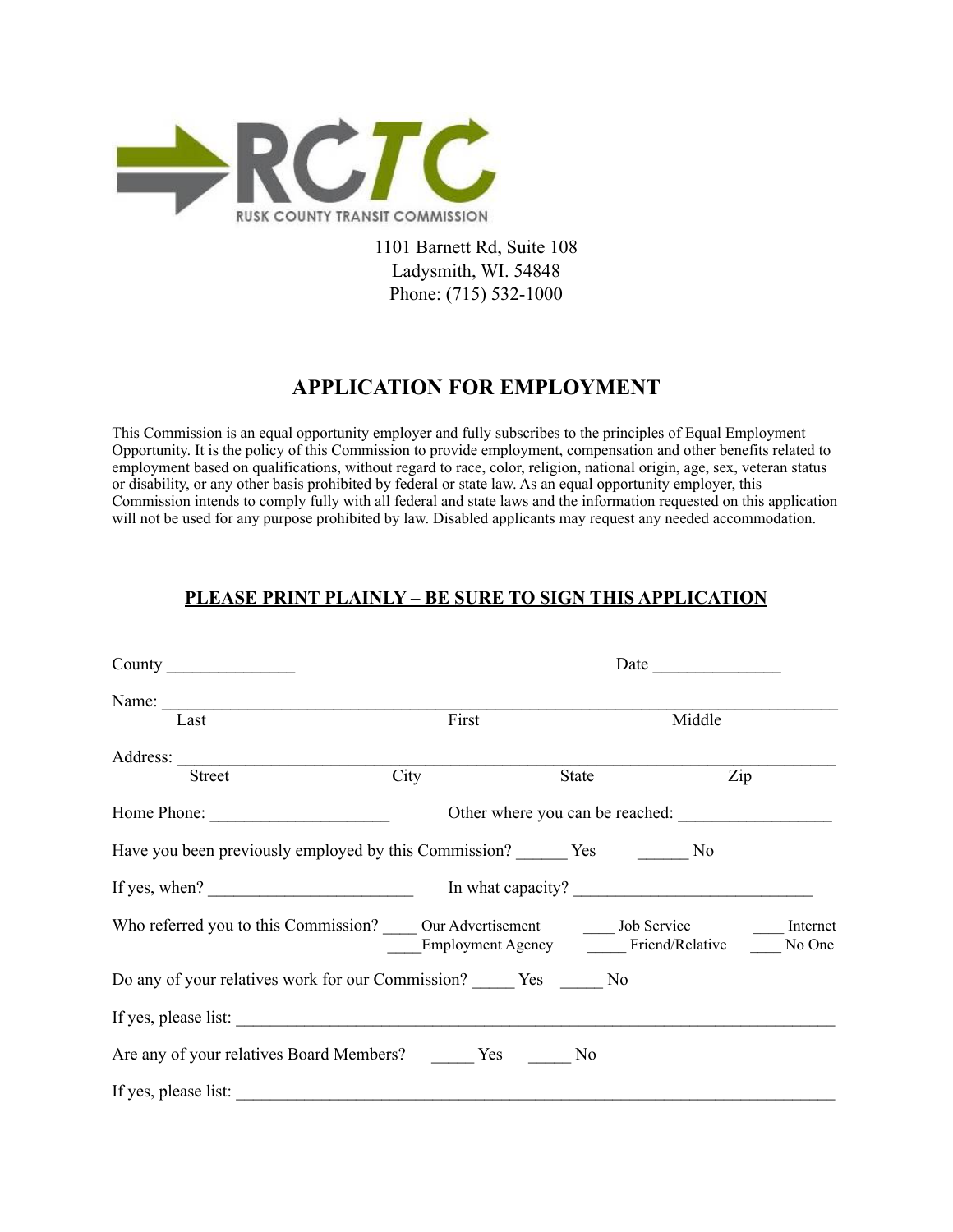RCTC

RUSK COUNTY TRANSIT COMMISSION

1101 Barnett Rd, Suite 108
Ladysmith, WI. 54848
Phone: (715) 532-1000

# APPLICATION FOR EMPLOYMENT

This Commission is an equal opportunity employer and fully subscribes to the principles of Equal Employment Opportunity. It is the policy of this Commission to provide employment, compensation and other benefits related to employment based on qualifications, without regard to race, color, religion, national origin, age, sex, veteran status or disability, or any other basis prohibited by federal or state law. As an equal opportunity employer, this Commission intends to comply fully with all federal and state laws and the information requested on this application will not be used for any purpose prohibited by law. Disabled applicants may request any needed accommodation.

**PLEASE PRINT PLAINLY – BE SURE TO SIGN THIS APPLICATION**

County _______________ Date _______________

Name: ________________________________________________________________
Last First Middle

Address: ______________________________________________________________
Street City State Zip

Home Phone: _____________________ Other where you can be reached: __________________

Have you been previously employed by this Commission? ______ Yes ______ No

If yes, when? ________________________ In what capacity? ____________________________

Who referred you to this Commission? ____ Our Advertisement ____ Job Service ____ Internet ____Employment Agency _____ Friend/Relative ____ No One

Do any of your relatives work for our Commission? _____ Yes _____ No

If yes, please list: ______________________________________________________________

Are any of your relatives Board Members? _____ Yes _____ No

If yes, please list: ______________________________________________________________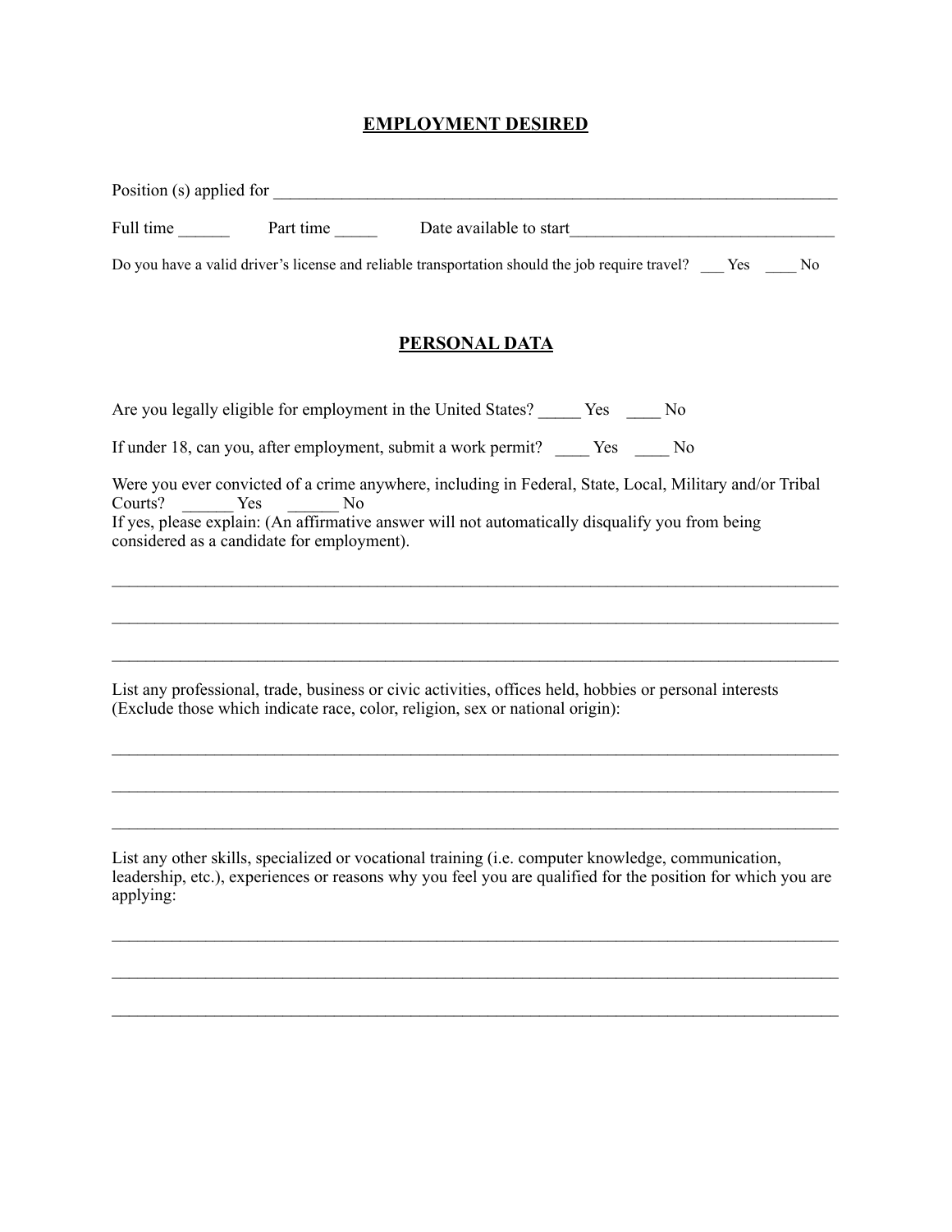## EMPLOYMENT DESIRED

Position (s) applied for ______________________________________________________________________

Full time ______ Part time _____ Date available to start_______________________________

Do you have a valid driver's license and reliable transportation should the job require travel? ___ Yes ____ No

## PERSONAL DATA

Are you legally eligible for employment in the United States? _____ Yes ____ No

If under 18, can you, after employment, submit a work permit? ____ Yes ____ No

Were you ever convicted of a crime anywhere, including in Federal, State, Local, Military and/or Tribal Courts? ______ Yes ______ No

If yes, please explain: (An affirmative answer will not automatically disqualify you from being considered as a candidate for employment).

_____________________________________________________________________________________

_____________________________________________________________________________________

_____________________________________________________________________________________

List any professional, trade, business or civic activities, offices held, hobbies or personal interests (Exclude those which indicate race, color, religion, sex or national origin):

_____________________________________________________________________________________

_____________________________________________________________________________________

_____________________________________________________________________________________

List any other skills, specialized or vocational training (i.e. computer knowledge, communication, leadership, etc.), experiences or reasons why you feel you are qualified for the position for which you are applying:

_____________________________________________________________________________________

_____________________________________________________________________________________

_____________________________________________________________________________________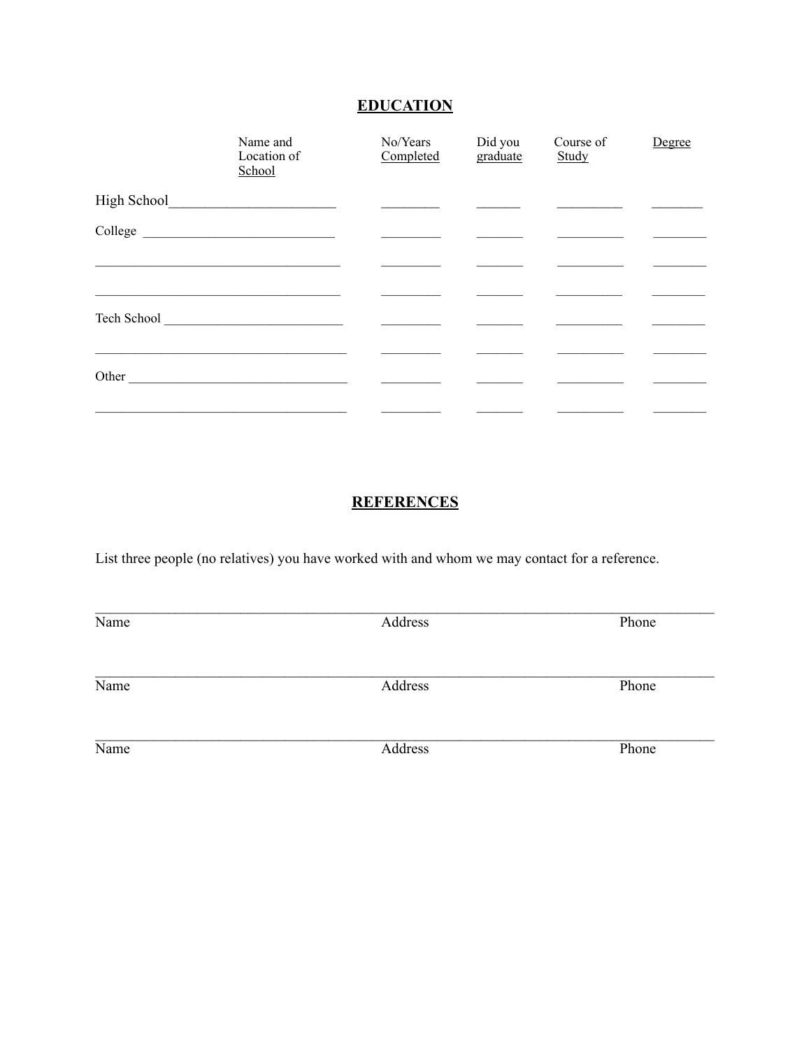## EDUCATION

| | Name and Location of School | No/Years Completed | Did you graduate | Course of Study | Degree |
|---|---|---|---|---|---|
| High School | | | | | |
| College | | | | | |
| | | | | | |
| | | | | | |
| Tech School | | | | | |
| | | | | | |
| Other | | | | | |
| | | | | | |

## REFERENCES

List three people (no relatives) you have worked with and whom we may contact for a reference.

| Name | Address | Phone |
|---|---|---|
| | | |
| | | |
| | | |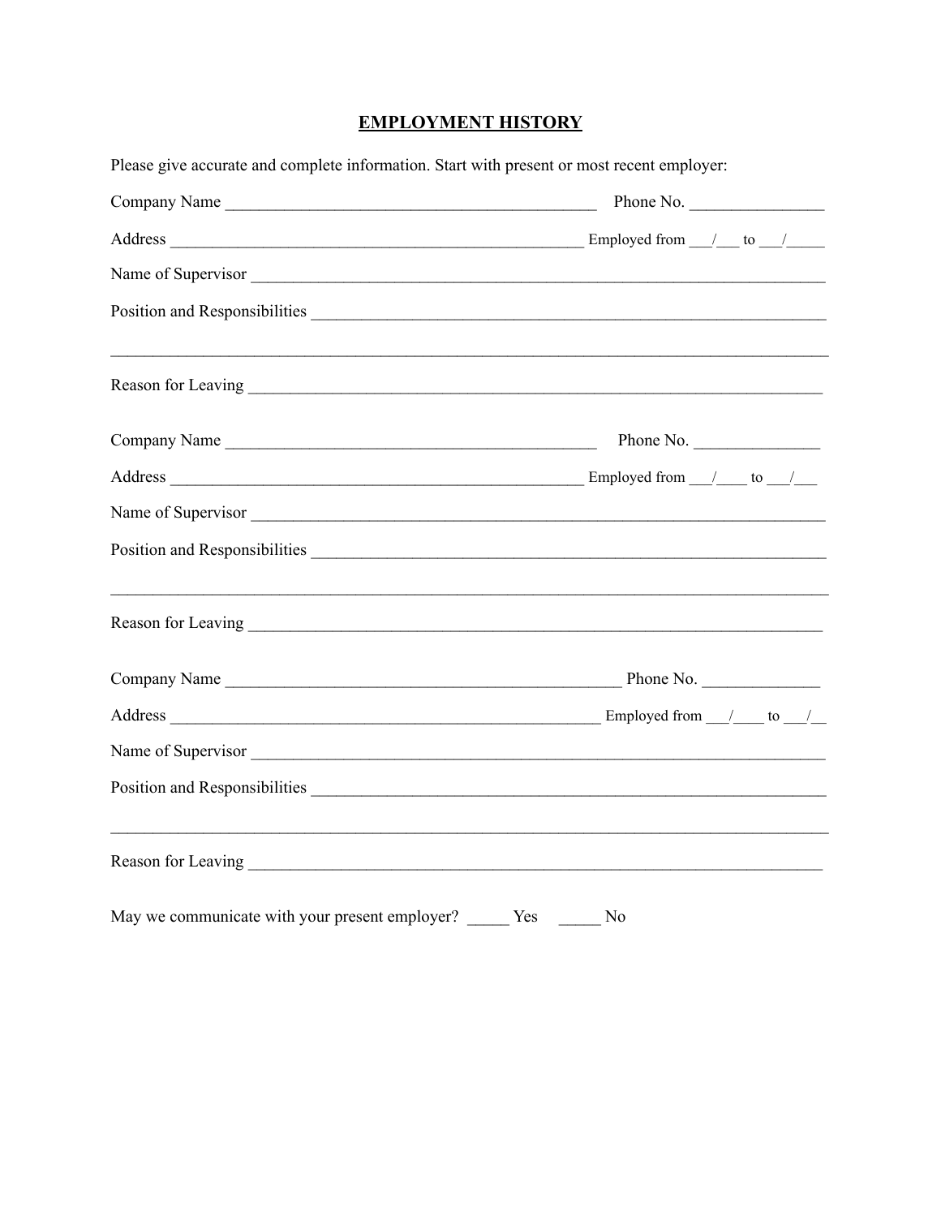## EMPLOYMENT HISTORY

Please give accurate and complete information. Start with present or most recent employer:

Company Name _____________________________________________ Phone No. ________________

Address __________________________________________________ Employed from ___/___ to ___/_____

Name of Supervisor _____________________________________________________________________

Position and Responsibilities ______________________________________________________________

_____________________________________________________________________________________

Reason for Leaving _____________________________________________________________________

Company Name _____________________________________________ Phone No. _______________

Address __________________________________________________ Employed from ___/____ to ___/___

Name of Supervisor _____________________________________________________________________

Position and Responsibilities ______________________________________________________________

_____________________________________________________________________________________

Reason for Leaving _____________________________________________________________________

Company Name ________________________________________________ Phone No. ______________

Address ____________________________________________________ Employed from ___/____ to ___/__

Name of Supervisor _____________________________________________________________________

Position and Responsibilities ______________________________________________________________

_____________________________________________________________________________________

Reason for Leaving _____________________________________________________________________

May we communicate with your present employer? _____ Yes _____ No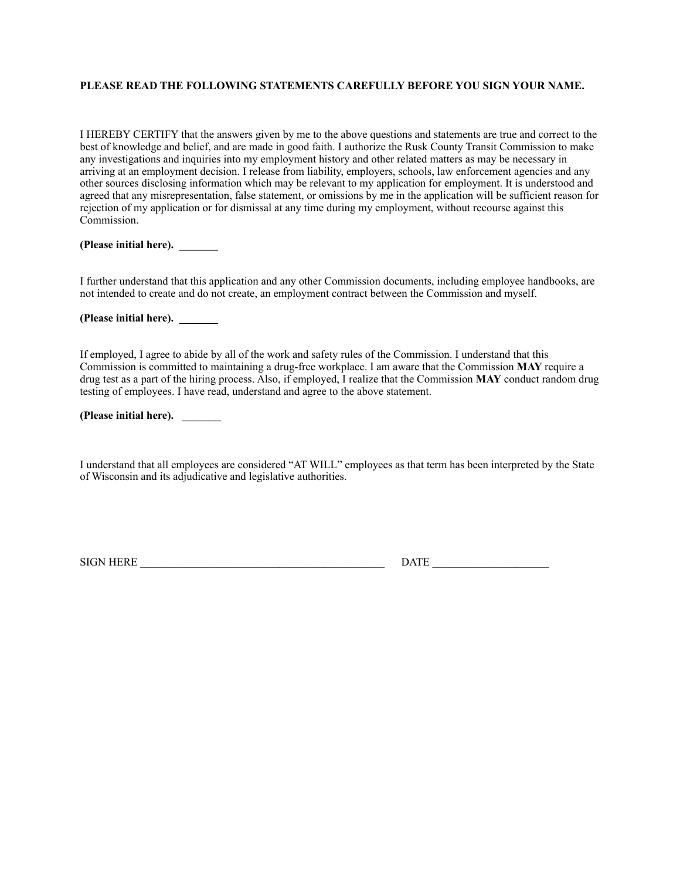**PLEASE READ THE FOLLOWING STATEMENTS CAREFULLY BEFORE YOU SIGN YOUR NAME.**

I HEREBY CERTIFY that the answers given by me to the above questions and statements are true and correct to the best of knowledge and belief, and are made in good faith. I authorize the Rusk County Transit Commission to make any investigations and inquiries into my employment history and other related matters as may be necessary in arriving at an employment decision. I release from liability, employers, schools, law enforcement agencies and any other sources disclosing information which may be relevant to my application for employment. It is understood and agreed that any misrepresentation, false statement, or omissions by me in the application will be sufficient reason for rejection of my application or for dismissal at any time during my employment, without recourse against this Commission.

**(Please initial here).** _______

I further understand that this application and any other Commission documents, including employee handbooks, are not intended to create and do not create, an employment contract between the Commission and myself.

**(Please initial here).** _______

If employed, I agree to abide by all of the work and safety rules of the Commission. I understand that this Commission is committed to maintaining a drug-free workplace. I am aware that the Commission **MAY** require a drug test as a part of the hiring process. Also, if employed, I realize that the Commission **MAY** conduct random drug testing of employees. I have read, understand and agree to the above statement.

**(Please initial here).** _______

I understand that all employees are considered "AT WILL" employees as that term has been interpreted by the State of Wisconsin and its adjudicative and legislative authorities.

SIGN HERE _____________________________________________ DATE _____________________